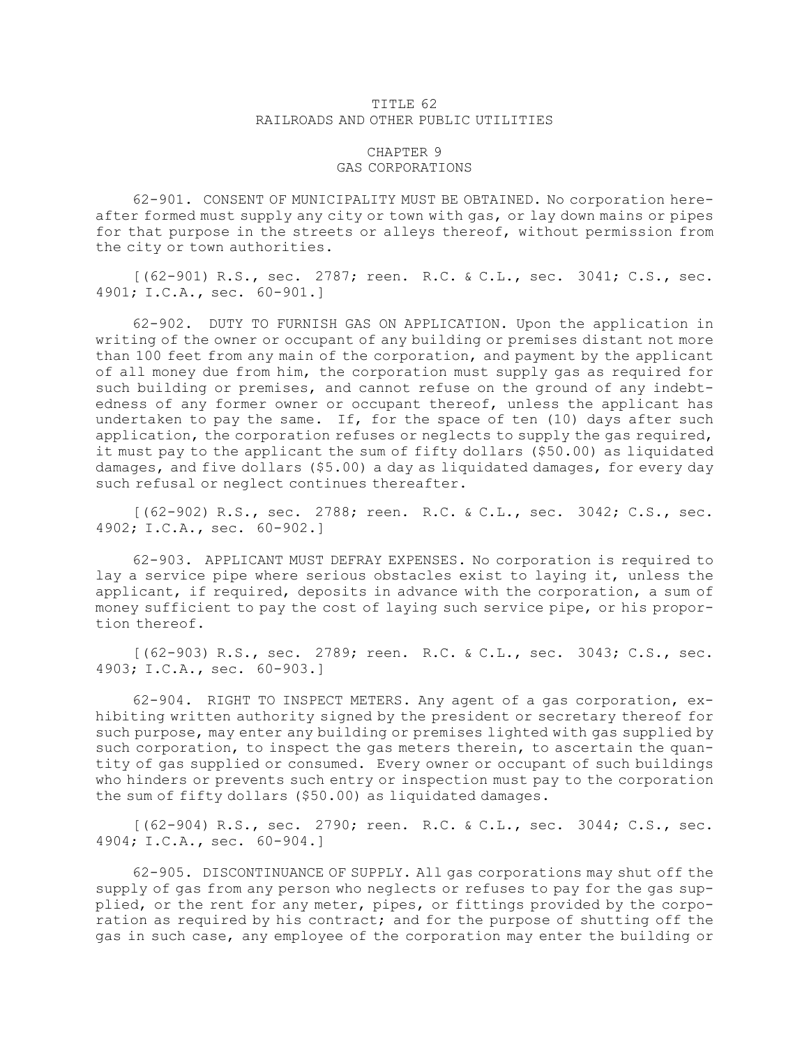# TITLE 62
# RAILROADS AND OTHER PUBLIC UTILITIES

## CHAPTER 9
## GAS CORPORATIONS

62-901. CONSENT OF MUNICIPALITY MUST BE OBTAINED. No corporation hereafter formed must supply any city or town with gas, or lay down mains or pipes for that purpose in the streets or alleys thereof, without permission from the city or town authorities.

[(62-901) R.S., sec. 2787; reen. R.C. & C.L., sec. 3041; C.S., sec. 4901; I.C.A., sec. 60-901.]

62-902. DUTY TO FURNISH GAS ON APPLICATION. Upon the application in writing of the owner or occupant of any building or premises distant not more than 100 feet from any main of the corporation, and payment by the applicant of all money due from him, the corporation must supply gas as required for such building or premises, and cannot refuse on the ground of any indebtedness of any former owner or occupant thereof, unless the applicant has undertaken to pay the same. If, for the space of ten (10) days after such application, the corporation refuses or neglects to supply the gas required, it must pay to the applicant the sum of fifty dollars ($50.00) as liquidated damages, and five dollars ($5.00) a day as liquidated damages, for every day such refusal or neglect continues thereafter.

[(62-902) R.S., sec. 2788; reen. R.C. & C.L., sec. 3042; C.S., sec. 4902; I.C.A., sec. 60-902.]

62-903. APPLICANT MUST DEFRAY EXPENSES. No corporation is required to lay a service pipe where serious obstacles exist to laying it, unless the applicant, if required, deposits in advance with the corporation, a sum of money sufficient to pay the cost of laying such service pipe, or his proportion thereof.

[(62-903) R.S., sec. 2789; reen. R.C. & C.L., sec. 3043; C.S., sec. 4903; I.C.A., sec. 60-903.]

62-904. RIGHT TO INSPECT METERS. Any agent of a gas corporation, exhibiting written authority signed by the president or secretary thereof for such purpose, may enter any building or premises lighted with gas supplied by such corporation, to inspect the gas meters therein, to ascertain the quantity of gas supplied or consumed. Every owner or occupant of such buildings who hinders or prevents such entry or inspection must pay to the corporation the sum of fifty dollars ($50.00) as liquidated damages.

[(62-904) R.S., sec. 2790; reen. R.C. & C.L., sec. 3044; C.S., sec. 4904; I.C.A., sec. 60-904.]

62-905. DISCONTINUANCE OF SUPPLY. All gas corporations may shut off the supply of gas from any person who neglects or refuses to pay for the gas supplied, or the rent for any meter, pipes, or fittings provided by the corporation as required by his contract; and for the purpose of shutting off the gas in such case, any employee of the corporation may enter the building or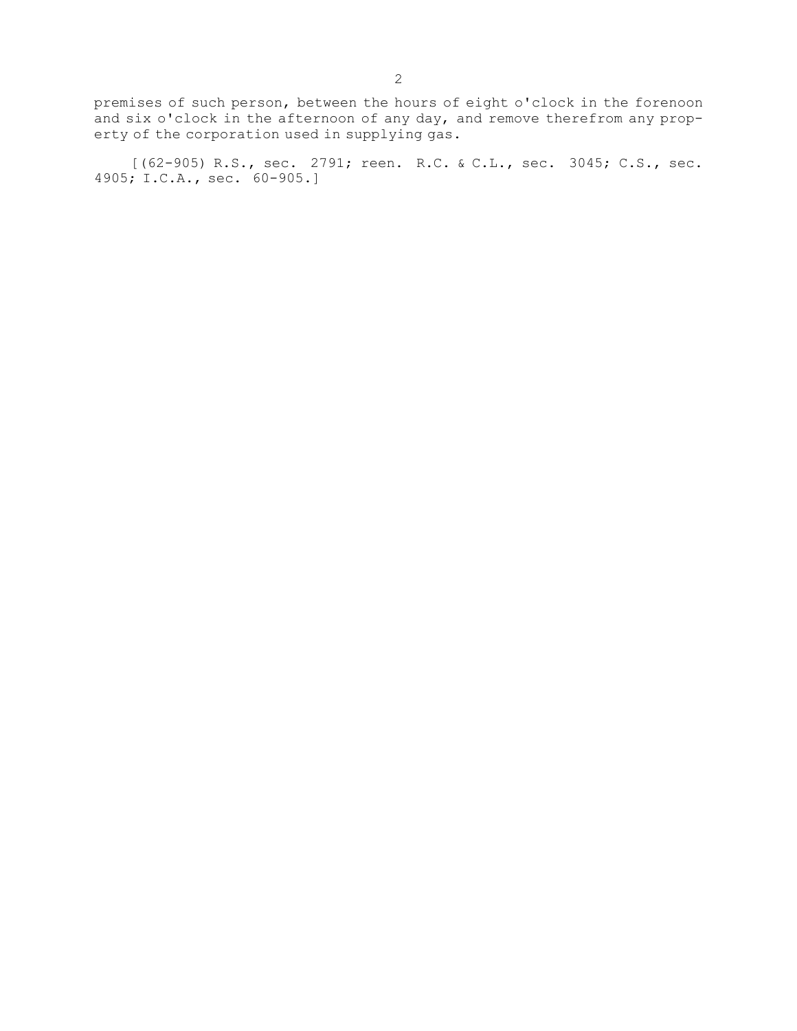premises of such person, between the hours of eight o'clock in the forenoon and six o'clock in the afternoon of any day, and remove therefrom any property of the corporation used in supplying gas.

[(62-905) R.S., sec. 2791; reen. R.C. & C.L., sec. 3045; C.S., sec. 4905; I.C.A., sec. 60-905.]